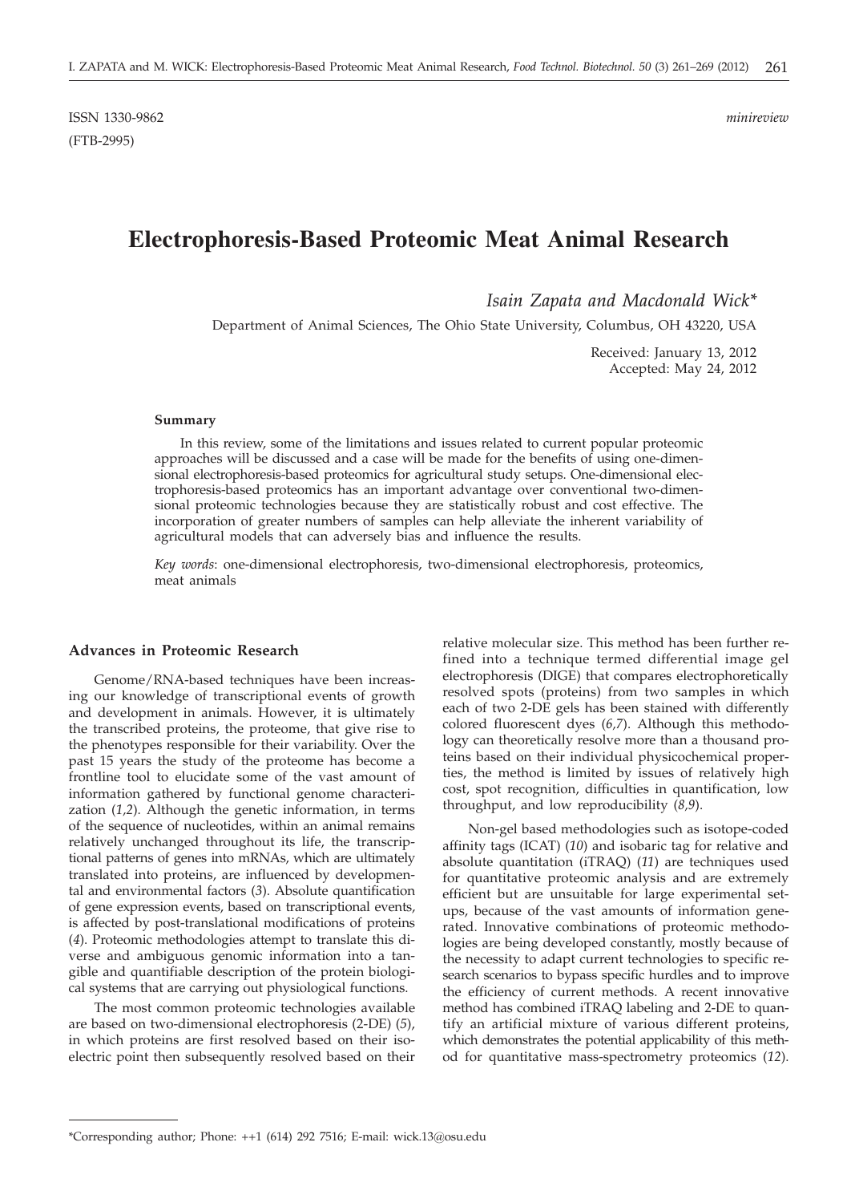ISSN 1330-9862

(FTB-2995)

*minireview*

# Electrophoresis-Based Proteomic Meat Animal Research

*Isain Zapata and Macdonald Wick**

Department of Animal Sciences, The Ohio State University, Columbus, OH 43220, USA

Received: January 13, 2012
Accepted: May 24, 2012

#### Summary

In this review, some of the limitations and issues related to current popular proteomic approaches will be discussed and a case will be made for the benefits of using one-dimensional electrophoresis-based proteomics for agricultural study setups. One-dimensional electrophoresis-based proteomics has an important advantage over conventional two-dimensional proteomic technologies because they are statistically robust and cost effective. The incorporation of greater numbers of samples can help alleviate the inherent variability of agricultural models that can adversely bias and influence the results.

*Key words*: one-dimensional electrophoresis, two-dimensional electrophoresis, proteomics, meat animals

## Advances in Proteomic Research

Genome/RNA-based techniques have been increasing our knowledge of transcriptional events of growth and development in animals. However, it is ultimately the transcribed proteins, the proteome, that give rise to the phenotypes responsible for their variability. Over the past 15 years the study of the proteome has become a frontline tool to elucidate some of the vast amount of information gathered by functional genome characterization (*1,2*). Although the genetic information, in terms of the sequence of nucleotides, within an animal remains relatively unchanged throughout its life, the transcriptional patterns of genes into mRNAs, which are ultimately translated into proteins, are influenced by developmental and environmental factors (*3*). Absolute quantification of gene expression events, based on transcriptional events, is affected by post-translational modifications of proteins (*4*). Proteomic methodologies attempt to translate this diverse and ambiguous genomic information into a tangible and quantifiable description of the protein biological systems that are carrying out physiological functions.

The most common proteomic technologies available are based on two-dimensional electrophoresis (2-DE) (*5*), in which proteins are first resolved based on their isoelectric point then subsequently resolved based on their relative molecular size. This method has been further refined into a technique termed differential image gel electrophoresis (DIGE) that compares electrophoretically resolved spots (proteins) from two samples in which each of two 2-DE gels has been stained with differently colored fluorescent dyes (*6,7*). Although this methodology can theoretically resolve more than a thousand proteins based on their individual physicochemical properties, the method is limited by issues of relatively high cost, spot recognition, difficulties in quantification, low throughput, and low reproducibility (*8,9*).

Non-gel based methodologies such as isotope-coded affinity tags (ICAT) (*10*) and isobaric tag for relative and absolute quantitation (iTRAQ) (*11*) are techniques used for quantitative proteomic analysis and are extremely efficient but are unsuitable for large experimental setups, because of the vast amounts of information generated. Innovative combinations of proteomic methodologies are being developed constantly, mostly because of the necessity to adapt current technologies to specific research scenarios to bypass specific hurdles and to improve the efficiency of current methods. A recent innovative method has combined iTRAQ labeling and 2-DE to quantify an artificial mixture of various different proteins, which demonstrates the potential applicability of this method for quantitative mass-spectrometry proteomics (*12*).

---

*Corresponding author; Phone: ++1 (614) 292 7516; E-mail: wick.13@osu.edu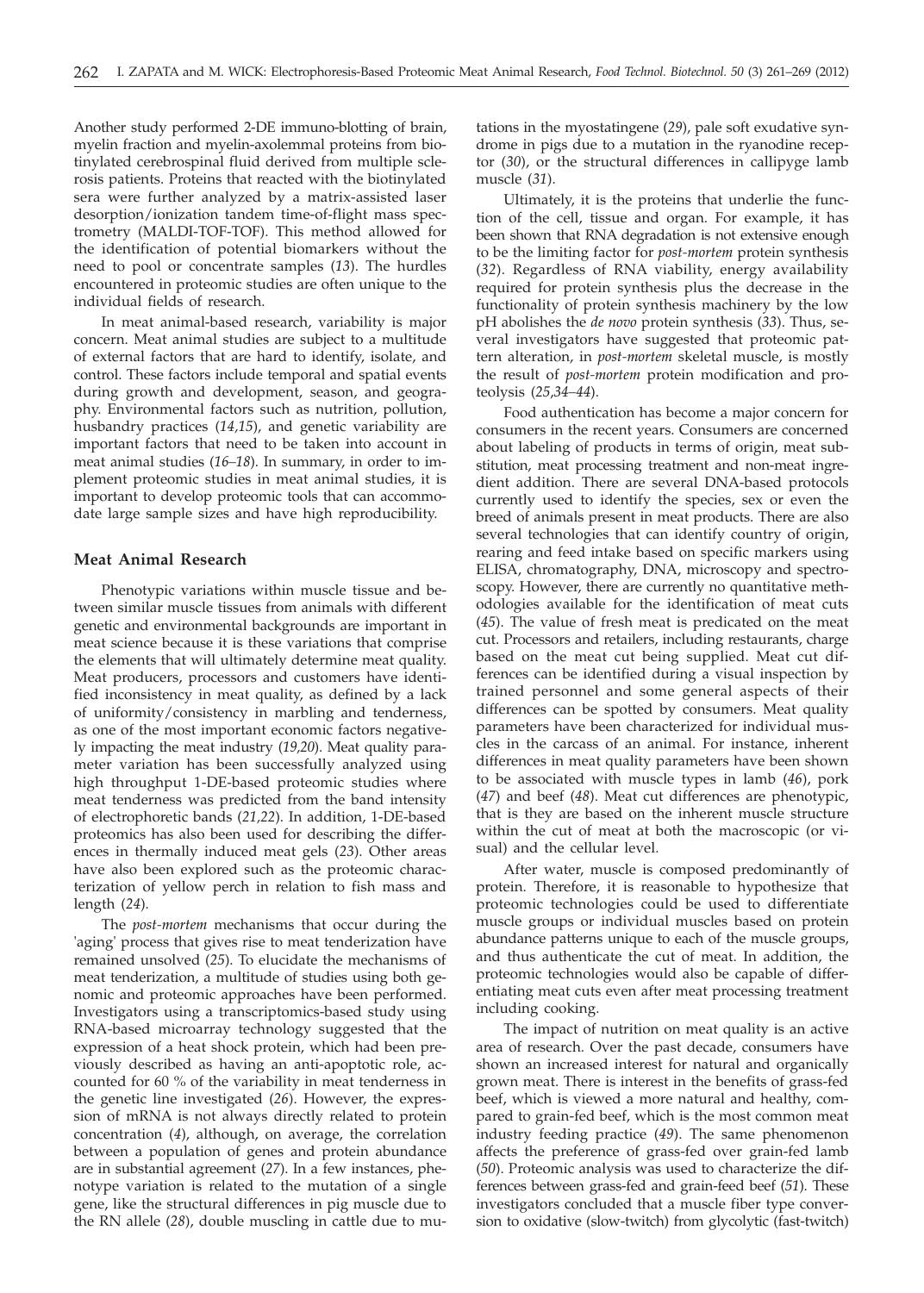Another study performed 2-DE immuno-blotting of brain, myelin fraction and myelin-axolemmal proteins from biotinylated cerebrospinal fluid derived from multiple sclerosis patients. Proteins that reacted with the biotinylated sera were further analyzed by a matrix-assisted laser desorption/ionization tandem time-of-flight mass spectrometry (MALDI-TOF-TOF). This method allowed for the identification of potential biomarkers without the need to pool or concentrate samples (*13*). The hurdles encountered in proteomic studies are often unique to the individual fields of research.

In meat animal-based research, variability is major concern. Meat animal studies are subject to a multitude of external factors that are hard to identify, isolate, and control. These factors include temporal and spatial events during growth and development, season, and geography. Environmental factors such as nutrition, pollution, husbandry practices (*14,15*), and genetic variability are important factors that need to be taken into account in meat animal studies (*16–18*). In summary, in order to implement proteomic studies in meat animal studies, it is important to develop proteomic tools that can accommodate large sample sizes and have high reproducibility.

## Meat Animal Research

Phenotypic variations within muscle tissue and between similar muscle tissues from animals with different genetic and environmental backgrounds are important in meat science because it is these variations that comprise the elements that will ultimately determine meat quality. Meat producers, processors and customers have identified inconsistency in meat quality, as defined by a lack of uniformity/consistency in marbling and tenderness, as one of the most important economic factors negatively impacting the meat industry (*19,20*). Meat quality parameter variation has been successfully analyzed using high throughput 1-DE-based proteomic studies where meat tenderness was predicted from the band intensity of electrophoretic bands (*21,22*). In addition, 1-DE-based proteomics has also been used for describing the differences in thermally induced meat gels (*23*). Other areas have also been explored such as the proteomic characterization of yellow perch in relation to fish mass and length (*24*).

The *post-mortem* mechanisms that occur during the 'aging' process that gives rise to meat tenderization have remained unsolved (*25*). To elucidate the mechanisms of meat tenderization, a multitude of studies using both genomic and proteomic approaches have been performed. Investigators using a transcriptomics-based study using RNA-based microarray technology suggested that the expression of a heat shock protein, which had been previously described as having an anti-apoptotic role, accounted for 60 % of the variability in meat tenderness in the genetic line investigated (*26*). However, the expression of mRNA is not always directly related to protein concentration (*4*), although, on average, the correlation between a population of genes and protein abundance are in substantial agreement (*27*). In a few instances, phenotype variation is related to the mutation of a single gene, like the structural differences in pig muscle due to the RN allele (*28*), double muscling in cattle due to mutations in the myostatingene (*29*), pale soft exudative syndrome in pigs due to a mutation in the ryanodine receptor (*30*), or the structural differences in callipyge lamb muscle (*31*).

Ultimately, it is the proteins that underlie the function of the cell, tissue and organ. For example, it has been shown that RNA degradation is not extensive enough to be the limiting factor for *post-mortem* protein synthesis (*32*). Regardless of RNA viability, energy availability required for protein synthesis plus the decrease in the functionality of protein synthesis machinery by the low pH abolishes the *de novo* protein synthesis (*33*). Thus, several investigators have suggested that proteomic pattern alteration, in *post-mortem* skeletal muscle, is mostly the result of *post-mortem* protein modification and proteolysis (*25,34–44*).

Food authentication has become a major concern for consumers in the recent years. Consumers are concerned about labeling of products in terms of origin, meat substitution, meat processing treatment and non-meat ingredient addition. There are several DNA-based protocols currently used to identify the species, sex or even the breed of animals present in meat products. There are also several technologies that can identify country of origin, rearing and feed intake based on specific markers using ELISA, chromatography, DNA, microscopy and spectroscopy. However, there are currently no quantitative methodologies available for the identification of meat cuts (*45*). The value of fresh meat is predicated on the meat cut. Processors and retailers, including restaurants, charge based on the meat cut being supplied. Meat cut differences can be identified during a visual inspection by trained personnel and some general aspects of their differences can be spotted by consumers. Meat quality parameters have been characterized for individual muscles in the carcass of an animal. For instance, inherent differences in meat quality parameters have been shown to be associated with muscle types in lamb (*46*), pork (*47*) and beef (*48*). Meat cut differences are phenotypic, that is they are based on the inherent muscle structure within the cut of meat at both the macroscopic (or visual) and the cellular level.

After water, muscle is composed predominantly of protein. Therefore, it is reasonable to hypothesize that proteomic technologies could be used to differentiate muscle groups or individual muscles based on protein abundance patterns unique to each of the muscle groups, and thus authenticate the cut of meat. In addition, the proteomic technologies would also be capable of differentiating meat cuts even after meat processing treatment including cooking.

The impact of nutrition on meat quality is an active area of research. Over the past decade, consumers have shown an increased interest for natural and organically grown meat. There is interest in the benefits of grass-fed beef, which is viewed a more natural and healthy, compared to grain-fed beef, which is the most common meat industry feeding practice (*49*). The same phenomenon affects the preference of grass-fed over grain-fed lamb (*50*). Proteomic analysis was used to characterize the differences between grass-fed and grain-feed beef (*51*). These investigators concluded that a muscle fiber type conversion to oxidative (slow-twitch) from glycolytic (fast-twitch)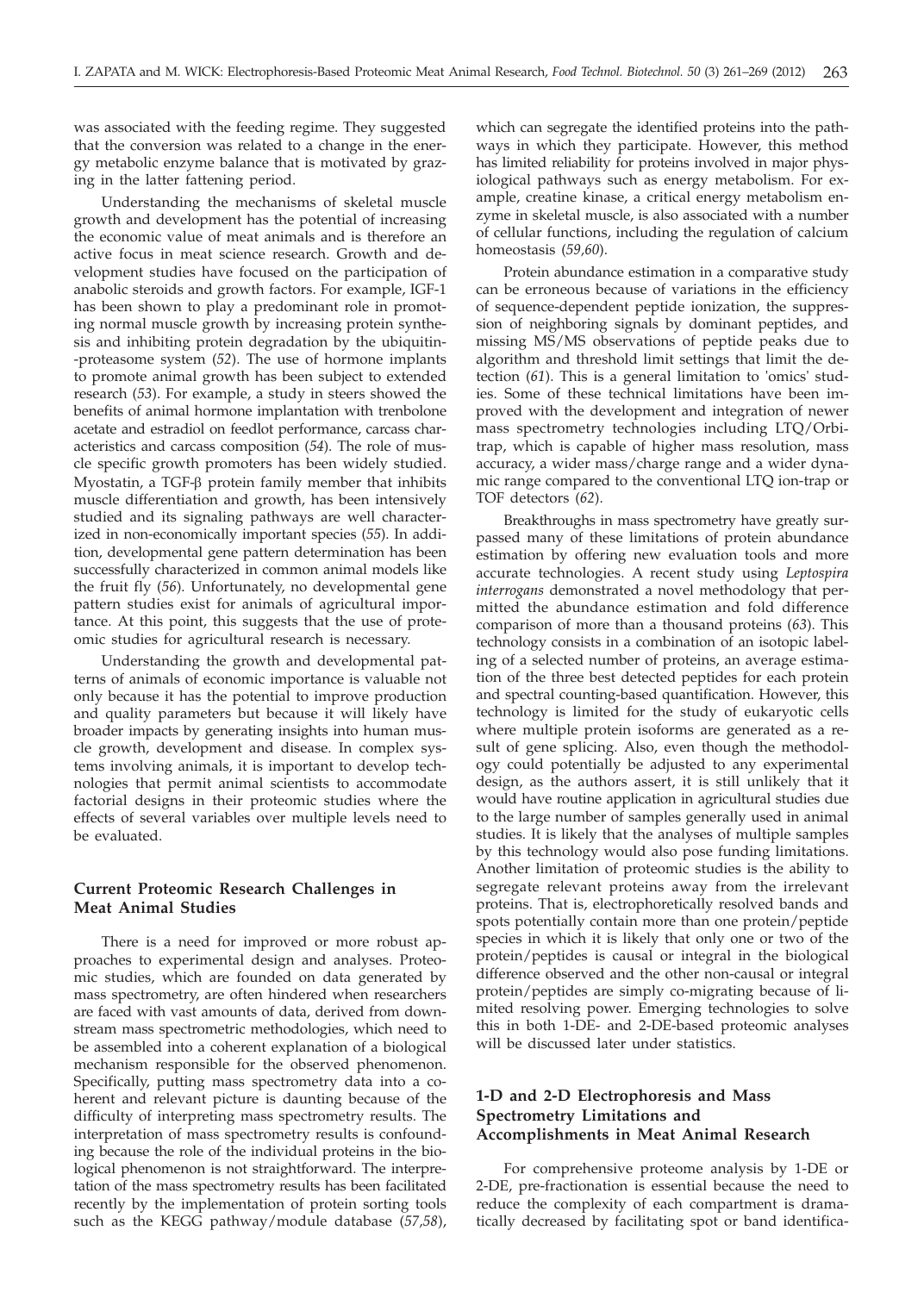was associated with the feeding regime. They suggested that the conversion was related to a change in the energy metabolic enzyme balance that is motivated by grazing in the latter fattening period.

Understanding the mechanisms of skeletal muscle growth and development has the potential of increasing the economic value of meat animals and is therefore an active focus in meat science research. Growth and development studies have focused on the participation of anabolic steroids and growth factors. For example, IGF-1 has been shown to play a predominant role in promoting normal muscle growth by increasing protein synthesis and inhibiting protein degradation by the ubiquitin-proteasome system (*52*). The use of hormone implants to promote animal growth has been subject to extended research (*53*). For example, a study in steers showed the benefits of animal hormone implantation with trenbolone acetate and estradiol on feedlot performance, carcass characteristics and carcass composition (*54*). The role of muscle specific growth promoters has been widely studied. Myostatin, a TGF-β protein family member that inhibits muscle differentiation and growth, has been intensively studied and its signaling pathways are well characterized in non-economically important species (*55*). In addition, developmental gene pattern determination has been successfully characterized in common animal models like the fruit fly (*56*). Unfortunately, no developmental gene pattern studies exist for animals of agricultural importance. At this point, this suggests that the use of proteomic studies for agricultural research is necessary.

Understanding the growth and developmental patterns of animals of economic importance is valuable not only because it has the potential to improve production and quality parameters but because it will likely have broader impacts by generating insights into human muscle growth, development and disease. In complex systems involving animals, it is important to develop technologies that permit animal scientists to accommodate factorial designs in their proteomic studies where the effects of several variables over multiple levels need to be evaluated.

## Current Proteomic Research Challenges in Meat Animal Studies

There is a need for improved or more robust approaches to experimental design and analyses. Proteomic studies, which are founded on data generated by mass spectrometry, are often hindered when researchers are faced with vast amounts of data, derived from downstream mass spectrometric methodologies, which need to be assembled into a coherent explanation of a biological mechanism responsible for the observed phenomenon. Specifically, putting mass spectrometry data into a coherent and relevant picture is daunting because of the difficulty of interpreting mass spectrometry results. The interpretation of mass spectrometry results is confounding because the role of the individual proteins in the biological phenomenon is not straightforward. The interpretation of the mass spectrometry results has been facilitated recently by the implementation of protein sorting tools such as the KEGG pathway/module database (*57,58*), which can segregate the identified proteins into the pathways in which they participate. However, this method has limited reliability for proteins involved in major physiological pathways such as energy metabolism. For example, creatine kinase, a critical energy metabolism enzyme in skeletal muscle, is also associated with a number of cellular functions, including the regulation of calcium homeostasis (*59,60*).

Protein abundance estimation in a comparative study can be erroneous because of variations in the efficiency of sequence-dependent peptide ionization, the suppression of neighboring signals by dominant peptides, and missing MS/MS observations of peptide peaks due to algorithm and threshold limit settings that limit the detection (*61*). This is a general limitation to 'omics' studies. Some of these technical limitations have been improved with the development and integration of newer mass spectrometry technologies including LTQ/Orbitrap, which is capable of higher mass resolution, mass accuracy, a wider mass/charge range and a wider dynamic range compared to the conventional LTQ ion-trap or TOF detectors (*62*).

Breakthroughs in mass spectrometry have greatly surpassed many of these limitations of protein abundance estimation by offering new evaluation tools and more accurate technologies. A recent study using *Leptospira interrogans* demonstrated a novel methodology that permitted the abundance estimation and fold difference comparison of more than a thousand proteins (*63*). This technology consists in a combination of an isotopic labeling of a selected number of proteins, an average estimation of the three best detected peptides for each protein and spectral counting-based quantification. However, this technology is limited for the study of eukaryotic cells where multiple protein isoforms are generated as a result of gene splicing. Also, even though the methodology could potentially be adjusted to any experimental design, as the authors assert, it is still unlikely that it would have routine application in agricultural studies due to the large number of samples generally used in animal studies. It is likely that the analyses of multiple samples by this technology would also pose funding limitations. Another limitation of proteomic studies is the ability to segregate relevant proteins away from the irrelevant proteins. That is, electrophoretically resolved bands and spots potentially contain more than one protein/peptide species in which it is likely that only one or two of the protein/peptides is causal or integral in the biological difference observed and the other non-causal or integral protein/peptides are simply co-migrating because of limited resolving power. Emerging technologies to solve this in both 1-DE- and 2-DE-based proteomic analyses will be discussed later under statistics.

## 1-D and 2-D Electrophoresis and Mass Spectrometry Limitations and Accomplishments in Meat Animal Research

For comprehensive proteome analysis by 1-DE or 2-DE, pre-fractionation is essential because the need to reduce the complexity of each compartment is dramatically decreased by facilitating spot or band identifica-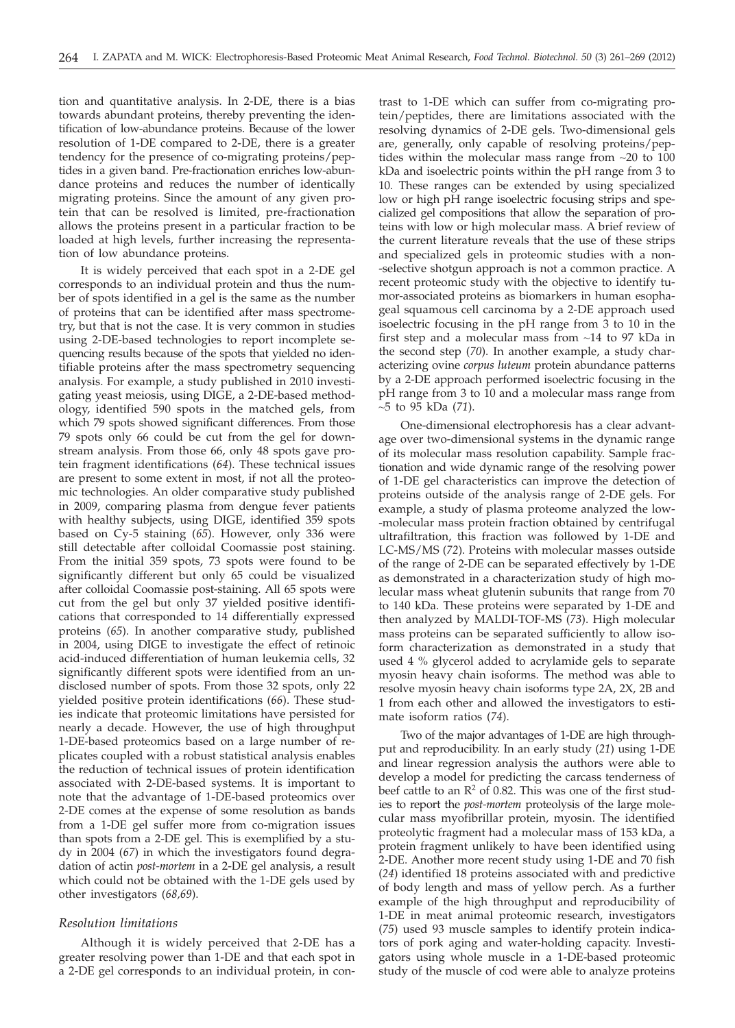tion and quantitative analysis. In 2-DE, there is a bias towards abundant proteins, thereby preventing the identification of low-abundance proteins. Because of the lower resolution of 1-DE compared to 2-DE, there is a greater tendency for the presence of co-migrating proteins/peptides in a given band. Pre-fractionation enriches low-abundance proteins and reduces the number of identically migrating proteins. Since the amount of any given protein that can be resolved is limited, pre-fractionation allows the proteins present in a particular fraction to be loaded at high levels, further increasing the representation of low abundance proteins.

It is widely perceived that each spot in a 2-DE gel corresponds to an individual protein and thus the number of spots identified in a gel is the same as the number of proteins that can be identified after mass spectrometry, but that is not the case. It is very common in studies using 2-DE-based technologies to report incomplete sequencing results because of the spots that yielded no identifiable proteins after the mass spectrometry sequencing analysis. For example, a study published in 2010 investigating yeast meiosis, using DIGE, a 2-DE-based methodology, identified 590 spots in the matched gels, from which 79 spots showed significant differences. From those 79 spots only 66 could be cut from the gel for downstream analysis. From those 66, only 48 spots gave protein fragment identifications (*64*). These technical issues are present to some extent in most, if not all the proteomic technologies. An older comparative study published in 2009, comparing plasma from dengue fever patients with healthy subjects, using DIGE, identified 359 spots based on Cy-5 staining (*65*). However, only 336 were still detectable after colloidal Coomassie post staining. From the initial 359 spots, 73 spots were found to be significantly different but only 65 could be visualized after colloidal Coomassie post-staining. All 65 spots were cut from the gel but only 37 yielded positive identifications that corresponded to 14 differentially expressed proteins (*65*). In another comparative study, published in 2004, using DIGE to investigate the effect of retinoic acid-induced differentiation of human leukemia cells, 32 significantly different spots were identified from an undisclosed number of spots. From those 32 spots, only 22 yielded positive protein identifications (*66*). These studies indicate that proteomic limitations have persisted for nearly a decade. However, the use of high throughput 1-DE-based proteomics based on a large number of replicates coupled with a robust statistical analysis enables the reduction of technical issues of protein identification associated with 2-DE-based systems. It is important to note that the advantage of 1-DE-based proteomics over 2-DE comes at the expense of some resolution as bands from a 1-DE gel suffer more from co-migration issues than spots from a 2-DE gel. This is exemplified by a study in 2004 (*67*) in which the investigators found degradation of actin *post-mortem* in a 2-DE gel analysis, a result which could not be obtained with the 1-DE gels used by other investigators (*68,69*).

### *Resolution limitations*

Although it is widely perceived that 2-DE has a greater resolving power than 1-DE and that each spot in a 2-DE gel corresponds to an individual protein, in contrast to 1-DE which can suffer from co-migrating protein/peptides, there are limitations associated with the resolving dynamics of 2-DE gels. Two-dimensional gels are, generally, only capable of resolving proteins/peptides within the molecular mass range from ~20 to 100 kDa and isoelectric points within the pH range from 3 to 10. These ranges can be extended by using specialized low or high pH range isoelectric focusing strips and specialized gel compositions that allow the separation of proteins with low or high molecular mass. A brief review of the current literature reveals that the use of these strips and specialized gels in proteomic studies with a non-selective shotgun approach is not a common practice. A recent proteomic study with the objective to identify tumor-associated proteins as biomarkers in human esophageal squamous cell carcinoma by a 2-DE approach used isoelectric focusing in the pH range from 3 to 10 in the first step and a molecular mass from ~14 to 97 kDa in the second step (*70*). In another example, a study characterizing ovine *corpus luteum* protein abundance patterns by a 2-DE approach performed isoelectric focusing in the pH range from 3 to 10 and a molecular mass range from ~5 to 95 kDa (*71*).

One-dimensional electrophoresis has a clear advantage over two-dimensional systems in the dynamic range of its molecular mass resolution capability. Sample fractionation and wide dynamic range of the resolving power of 1-DE gel characteristics can improve the detection of proteins outside of the analysis range of 2-DE gels. For example, a study of plasma proteome analyzed the low-molecular mass protein fraction obtained by centrifugal ultrafiltration, this fraction was followed by 1-DE and LC-MS/MS (*72*). Proteins with molecular masses outside of the range of 2-DE can be separated effectively by 1-DE as demonstrated in a characterization study of high molecular mass wheat glutenin subunits that range from 70 to 140 kDa. These proteins were separated by 1-DE and then analyzed by MALDI-TOF-MS (*73*). High molecular mass proteins can be separated sufficiently to allow isoform characterization as demonstrated in a study that used 4 % glycerol added to acrylamide gels to separate myosin heavy chain isoforms. The method was able to resolve myosin heavy chain isoforms type 2A, 2X, 2B and 1 from each other and allowed the investigators to estimate isoform ratios (*74*).

Two of the major advantages of 1-DE are high throughput and reproducibility. In an early study (*21*) using 1-DE and linear regression analysis the authors were able to develop a model for predicting the carcass tenderness of beef cattle to an $R^2$ of 0.82. This was one of the first studies to report the *post-mortem* proteolysis of the large molecular mass myofibrillar protein, myosin. The identified proteolytic fragment had a molecular mass of 153 kDa, a protein fragment unlikely to have been identified using 2-DE. Another more recent study using 1-DE and 70 fish (*24*) identified 18 proteins associated with and predictive of body length and mass of yellow perch. As a further example of the high throughput and reproducibility of 1-DE in meat animal proteomic research, investigators (*75*) used 93 muscle samples to identify protein indicators of pork aging and water-holding capacity. Investigators using whole muscle in a 1-DE-based proteomic study of the muscle of cod were able to analyze proteins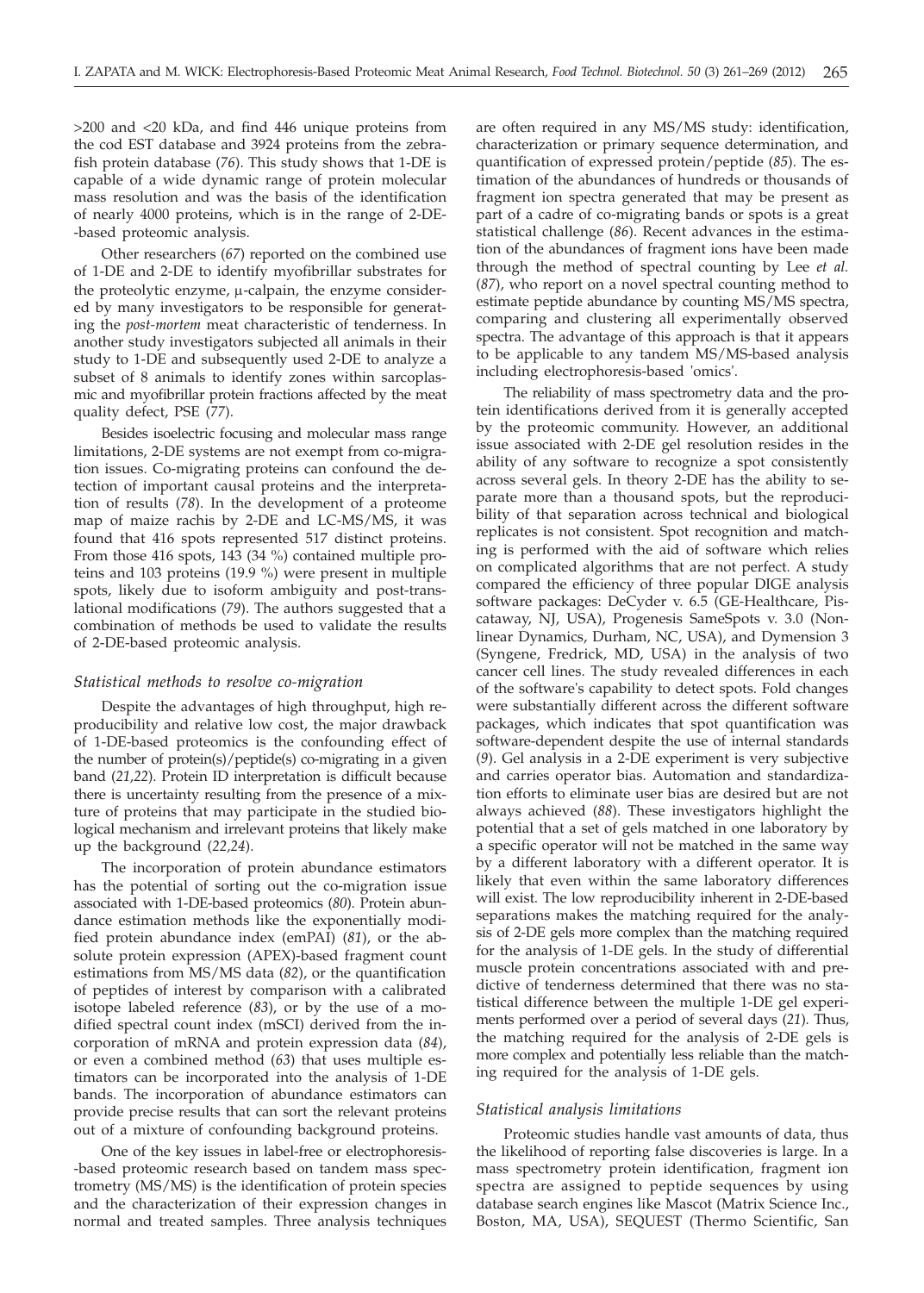>200 and <20 kDa, and find 446 unique proteins from the cod EST database and 3924 proteins from the zebrafish protein database (*76*). This study shows that 1-DE is capable of a wide dynamic range of protein molecular mass resolution and was the basis of the identification of nearly 4000 proteins, which is in the range of 2-DE-based proteomic analysis.

Other researchers (*67*) reported on the combined use of 1-DE and 2-DE to identify myofibrillar substrates for the proteolytic enzyme, μ-calpain, the enzyme considered by many investigators to be responsible for generating the *post-mortem* meat characteristic of tenderness. In another study investigators subjected all animals in their study to 1-DE and subsequently used 2-DE to analyze a subset of 8 animals to identify zones within sarcoplasmic and myofibrillar protein fractions affected by the meat quality defect, PSE (*77*).

Besides isoelectric focusing and molecular mass range limitations, 2-DE systems are not exempt from co-migration issues. Co-migrating proteins can confound the detection of important causal proteins and the interpretation of results (*78*). In the development of a proteome map of maize rachis by 2-DE and LC-MS/MS, it was found that 416 spots represented 517 distinct proteins. From those 416 spots, 143 (34 %) contained multiple proteins and 103 proteins (19.9 %) were present in multiple spots, likely due to isoform ambiguity and post-translational modifications (*79*). The authors suggested that a combination of methods be used to validate the results of 2-DE-based proteomic analysis.

### *Statistical methods to resolve co-migration*

Despite the advantages of high throughput, high reproducibility and relative low cost, the major drawback of 1-DE-based proteomics is the confounding effect of the number of protein(s)/peptide(s) co-migrating in a given band (*21,22*). Protein ID interpretation is difficult because there is uncertainty resulting from the presence of a mixture of proteins that may participate in the studied biological mechanism and irrelevant proteins that likely make up the background (*22,24*).

The incorporation of protein abundance estimators has the potential of sorting out the co-migration issue associated with 1-DE-based proteomics (*80*). Protein abundance estimation methods like the exponentially modified protein abundance index (emPAI) (*81*), or the absolute protein expression (APEX)-based fragment count estimations from MS/MS data (*82*), or the quantification of peptides of interest by comparison with a calibrated isotope labeled reference (*83*), or by the use of a modified spectral count index (mSCI) derived from the incorporation of mRNA and protein expression data (*84*), or even a combined method (*63*) that uses multiple estimators can be incorporated into the analysis of 1-DE bands. The incorporation of abundance estimators can provide precise results that can sort the relevant proteins out of a mixture of confounding background proteins.

One of the key issues in label-free or electrophoresis-based proteomic research based on tandem mass spectrometry (MS/MS) is the identification of protein species and the characterization of their expression changes in normal and treated samples. Three analysis techniques are often required in any MS/MS study: identification, characterization or primary sequence determination, and quantification of expressed protein/peptide (*85*). The estimation of the abundances of hundreds or thousands of fragment ion spectra generated that may be present as part of a cadre of co-migrating bands or spots is a great statistical challenge (*86*). Recent advances in the estimation of the abundances of fragment ions have been made through the method of spectral counting by Lee *et al.* (*87*), who report on a novel spectral counting method to estimate peptide abundance by counting MS/MS spectra, comparing and clustering all experimentally observed spectra. The advantage of this approach is that it appears to be applicable to any tandem MS/MS-based analysis including electrophoresis-based 'omics'.

The reliability of mass spectrometry data and the protein identifications derived from it is generally accepted by the proteomic community. However, an additional issue associated with 2-DE gel resolution resides in the ability of any software to recognize a spot consistently across several gels. In theory 2-DE has the ability to separate more than a thousand spots, but the reproducibility of that separation across technical and biological replicates is not consistent. Spot recognition and matching is performed with the aid of software which relies on complicated algorithms that are not perfect. A study compared the efficiency of three popular DIGE analysis software packages: DeCyder v. 6.5 (GE-Healthcare, Piscataway, NJ, USA), Progenesis SameSpots v. 3.0 (Nonlinear Dynamics, Durham, NC, USA), and Dymension 3 (Syngene, Fredrick, MD, USA) in the analysis of two cancer cell lines. The study revealed differences in each of the software's capability to detect spots. Fold changes were substantially different across the different software packages, which indicates that spot quantification was software-dependent despite the use of internal standards (*9*). Gel analysis in a 2-DE experiment is very subjective and carries operator bias. Automation and standardization efforts to eliminate user bias are desired but are not always achieved (*88*). These investigators highlight the potential that a set of gels matched in one laboratory by a specific operator will not be matched in the same way by a different laboratory with a different operator. It is likely that even within the same laboratory differences will exist. The low reproducibility inherent in 2-DE-based separations makes the matching required for the analysis of 2-DE gels more complex than the matching required for the analysis of 1-DE gels. In the study of differential muscle protein concentrations associated with and predictive of tenderness determined that there was no statistical difference between the multiple 1-DE gel experiments performed over a period of several days (*21*). Thus, the matching required for the analysis of 2-DE gels is more complex and potentially less reliable than the matching required for the analysis of 1-DE gels.

### *Statistical analysis limitations*

Proteomic studies handle vast amounts of data, thus the likelihood of reporting false discoveries is large. In a mass spectrometry protein identification, fragment ion spectra are assigned to peptide sequences by using database search engines like Mascot (Matrix Science Inc., Boston, MA, USA), SEQUEST (Thermo Scientific, San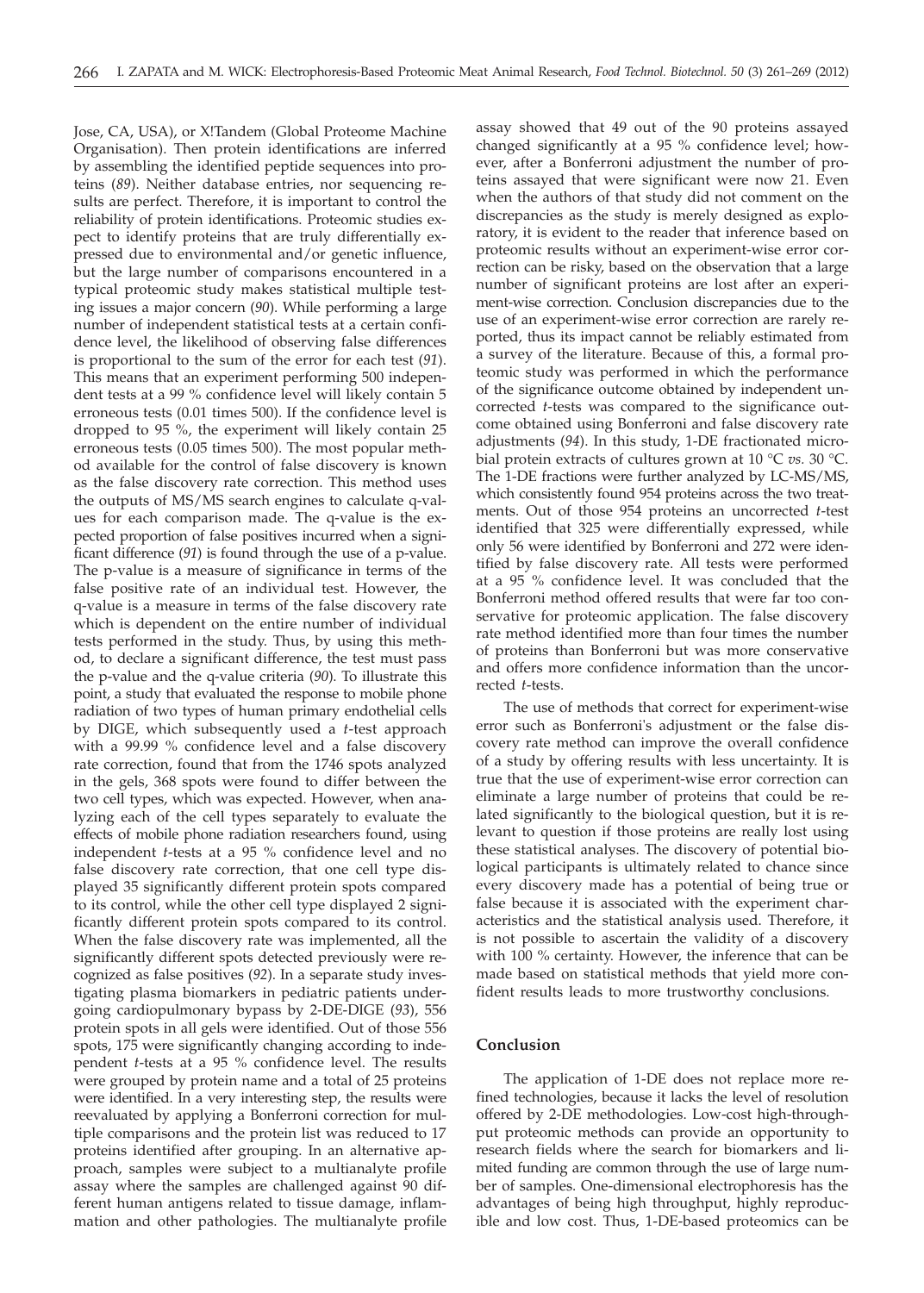Jose, CA, USA), or X!Tandem (Global Proteome Machine Organisation). Then protein identifications are inferred by assembling the identified peptide sequences into proteins (*89*). Neither database entries, nor sequencing results are perfect. Therefore, it is important to control the reliability of protein identifications. Proteomic studies expect to identify proteins that are truly differentially expressed due to environmental and/or genetic influence, but the large number of comparisons encountered in a typical proteomic study makes statistical multiple testing issues a major concern (*90*). While performing a large number of independent statistical tests at a certain confidence level, the likelihood of observing false differences is proportional to the sum of the error for each test (*91*). This means that an experiment performing 500 independent tests at a 99 % confidence level will likely contain 5 erroneous tests (0.01 times 500). If the confidence level is dropped to 95 %, the experiment will likely contain 25 erroneous tests (0.05 times 500). The most popular method available for the control of false discovery is known as the false discovery rate correction. This method uses the outputs of MS/MS search engines to calculate q-values for each comparison made. The q-value is the expected proportion of false positives incurred when a significant difference (*91*) is found through the use of a p-value. The p-value is a measure of significance in terms of the false positive rate of an individual test. However, the q-value is a measure in terms of the false discovery rate which is dependent on the entire number of individual tests performed in the study. Thus, by using this method, to declare a significant difference, the test must pass the p-value and the q-value criteria (*90*). To illustrate this point, a study that evaluated the response to mobile phone radiation of two types of human primary endothelial cells by DIGE, which subsequently used a *t*-test approach with a 99.99 % confidence level and a false discovery rate correction, found that from the 1746 spots analyzed in the gels, 368 spots were found to differ between the two cell types, which was expected. However, when analyzing each of the cell types separately to evaluate the effects of mobile phone radiation researchers found, using independent *t*-tests at a 95 % confidence level and no false discovery rate correction, that one cell type displayed 35 significantly different protein spots compared to its control, while the other cell type displayed 2 significantly different protein spots compared to its control. When the false discovery rate was implemented, all the significantly different spots detected previously were recognized as false positives (*92*). In a separate study investigating plasma biomarkers in pediatric patients undergoing cardiopulmonary bypass by 2-DE-DIGE (*93*), 556 protein spots in all gels were identified. Out of those 556 spots, 175 were significantly changing according to independent *t*-tests at a 95 % confidence level. The results were grouped by protein name and a total of 25 proteins were identified. In a very interesting step, the results were reevaluated by applying a Bonferroni correction for multiple comparisons and the protein list was reduced to 17 proteins identified after grouping. In an alternative approach, samples were subject to a multianalyte profile assay where the samples are challenged against 90 different human antigens related to tissue damage, inflammation and other pathologies. The multianalyte profile assay showed that 49 out of the 90 proteins assayed changed significantly at a 95 % confidence level; however, after a Bonferroni adjustment the number of proteins assayed that were significant were now 21. Even when the authors of that study did not comment on the discrepancies as the study is merely designed as exploratory, it is evident to the reader that inference based on proteomic results without an experiment-wise error correction can be risky, based on the observation that a large number of significant proteins are lost after an experiment-wise correction. Conclusion discrepancies due to the use of an experiment-wise error correction are rarely reported, thus its impact cannot be reliably estimated from a survey of the literature. Because of this, a formal proteomic study was performed in which the performance of the significance outcome obtained by independent uncorrected *t*-tests was compared to the significance outcome obtained using Bonferroni and false discovery rate adjustments (*94*). In this study, 1-DE fractionated microbial protein extracts of cultures grown at 10 °C *vs.* 30 °C. The 1-DE fractions were further analyzed by LC-MS/MS, which consistently found 954 proteins across the two treatments. Out of those 954 proteins an uncorrected *t*-test identified that 325 were differentially expressed, while only 56 were identified by Bonferroni and 272 were identified by false discovery rate. All tests were performed at a 95 % confidence level. It was concluded that the Bonferroni method offered results that were far too conservative for proteomic application. The false discovery rate method identified more than four times the number of proteins than Bonferroni but was more conservative and offers more confidence information than the uncorrected *t*-tests.

The use of methods that correct for experiment-wise error such as Bonferroni's adjustment or the false discovery rate method can improve the overall confidence of a study by offering results with less uncertainty. It is true that the use of experiment-wise error correction can eliminate a large number of proteins that could be related significantly to the biological question, but it is relevant to question if those proteins are really lost using these statistical analyses. The discovery of potential biological participants is ultimately related to chance since every discovery made has a potential of being true or false because it is associated with the experiment characteristics and the statistical analysis used. Therefore, it is not possible to ascertain the validity of a discovery with 100 % certainty. However, the inference that can be made based on statistical methods that yield more confident results leads to more trustworthy conclusions.

## Conclusion

The application of 1-DE does not replace more refined technologies, because it lacks the level of resolution offered by 2-DE methodologies. Low-cost high-throughput proteomic methods can provide an opportunity to research fields where the search for biomarkers and limited funding are common through the use of large number of samples. One-dimensional electrophoresis has the advantages of being high throughput, highly reproducible and low cost. Thus, 1-DE-based proteomics can be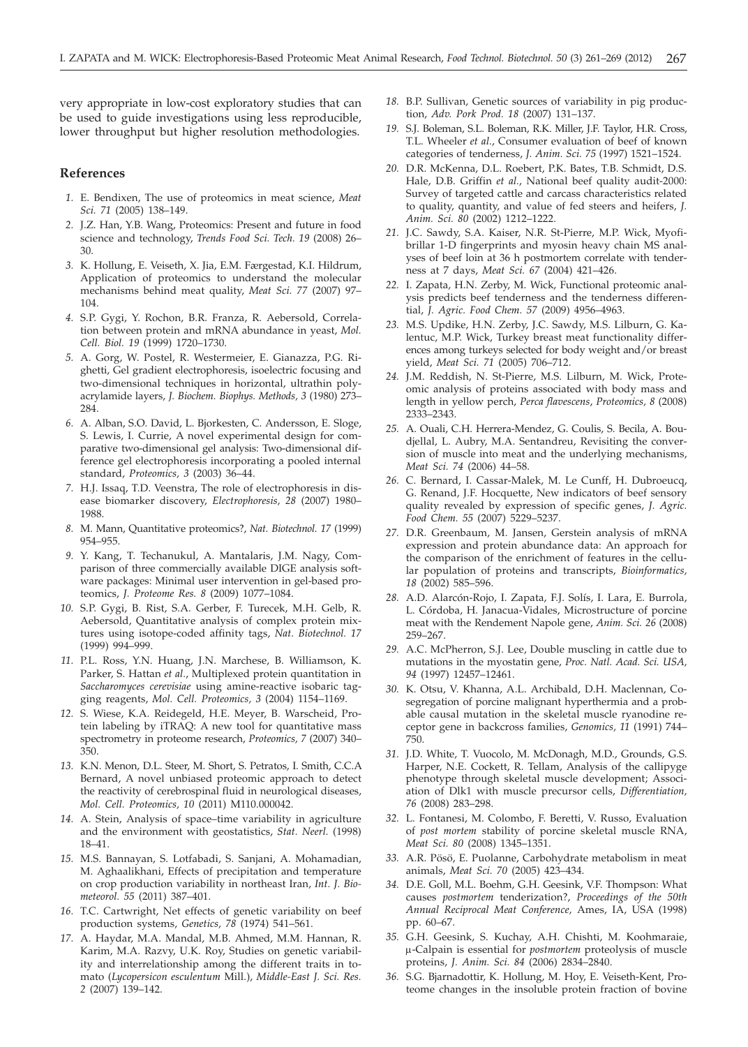very appropriate in low-cost exploratory studies that can be used to guide investigations using less reproducible, lower throughput but higher resolution methodologies.

## References

1. E. Bendixen, The use of proteomics in meat science, *Meat Sci. 71* (2005) 138–149.
2. J.Z. Han, Y.B. Wang, Proteomics: Present and future in food science and technology, *Trends Food Sci. Tech. 19* (2008) 26–30.
3. K. Hollung, E. Veiseth, X. Jia, E.M. Færgestad, K.I. Hildrum, Application of proteomics to understand the molecular mechanisms behind meat quality, *Meat Sci. 77* (2007) 97–104.
4. S.P. Gygi, Y. Rochon, B.R. Franza, R. Aebersold, Correlation between protein and mRNA abundance in yeast, *Mol. Cell. Biol. 19* (1999) 1720–1730.
5. A. Gorg, W. Postel, R. Westermeier, E. Gianazza, P.G. Righetti, Gel gradient electrophoresis, isoelectric focusing and two-dimensional techniques in horizontal, ultrathin polyacrylamide layers, *J. Biochem. Biophys. Methods, 3* (1980) 273–284.
6. A. Alban, S.O. David, L. Bjorkesten, C. Andersson, E. Sloge, S. Lewis, I. Currie, A novel experimental design for comparative two-dimensional gel analysis: Two-dimensional difference gel electrophoresis incorporating a pooled internal standard, *Proteomics, 3* (2003) 36–44.
7. H.J. Issaq, T.D. Veenstra, The role of electrophoresis in disease biomarker discovery, *Electrophoresis, 28* (2007) 1980–1988.
8. M. Mann, Quantitative proteomics?, *Nat. Biotechnol. 17* (1999) 954–955.
9. Y. Kang, T. Techanukul, A. Mantalaris, J.M. Nagy, Comparison of three commercially available DIGE analysis software packages: Minimal user intervention in gel-based proteomics, *J. Proteome Res. 8* (2009) 1077–1084.
10. S.P. Gygi, B. Rist, S.A. Gerber, F. Turecek, M.H. Gelb, R. Aebersold, Quantitative analysis of complex protein mixtures using isotope-coded affinity tags, *Nat. Biotechnol. 17* (1999) 994–999.
11. P.L. Ross, Y.N. Huang, J.N. Marchese, B. Williamson, K. Parker, S. Hattan *et al.*, Multiplexed protein quantitation in *Saccharomyces cerevisiae* using amine-reactive isobaric tagging reagents, *Mol. Cell. Proteomics, 3* (2004) 1154–1169.
12. S. Wiese, K.A. Reidegeld, H.E. Meyer, B. Warscheid, Protein labeling by iTRAQ: A new tool for quantitative mass spectrometry in proteome research, *Proteomics, 7* (2007) 340–350.
13. K.N. Menon, D.L. Steer, M. Short, S. Petratos, I. Smith, C.C.A Bernard, A novel unbiased proteomic approach to detect the reactivity of cerebrospinal fluid in neurological diseases, *Mol. Cell. Proteomics, 10* (2011) M110.000042.
14. A. Stein, Analysis of space–time variability in agriculture and the environment with geostatistics, *Stat. Neerl.* (1998) 18–41.
15. M.S. Bannayan, S. Lotfabadi, S. Sanjani, A. Mohamadian, M. Aghaalikhani, Effects of precipitation and temperature on crop production variability in northeast Iran, *Int. J. Biometeorol. 55* (2011) 387–401.
16. T.C. Cartwright, Net effects of genetic variability on beef production systems, *Genetics, 78* (1974) 541–561.
17. A. Haydar, M.A. Mandal, M.B. Ahmed, M.M. Hannan, R. Karim, M.A. Razvy, U.K. Roy, Studies on genetic variability and interrelationship among the different traits in tomato (*Lycopersicon esculentum* Mill.), *Middle-East J. Sci. Res. 2* (2007) 139–142.
18. B.P. Sullivan, Genetic sources of variability in pig production, *Adv. Pork Prod. 18* (2007) 131–137.
19. S.J. Boleman, S.L. Boleman, R.K. Miller, J.F. Taylor, H.R. Cross, T.L. Wheeler *et al.*, Consumer evaluation of beef of known categories of tenderness, *J. Anim. Sci. 75* (1997) 1521–1524.
20. D.R. McKenna, D.L. Roebert, P.K. Bates, T.B. Schmidt, D.S. Hale, D.B. Griffin *et al.*, National beef quality audit-2000: Survey of targeted cattle and carcass characteristics related to quality, quantity, and value of fed steers and heifers, *J. Anim. Sci. 80* (2002) 1212–1222.
21. J.C. Sawdy, S.A. Kaiser, N.R. St-Pierre, M.P. Wick, Myofibrillar 1-D fingerprints and myosin heavy chain MS analyses of beef loin at 36 h postmortem correlate with tenderness at 7 days, *Meat Sci. 67* (2004) 421–426.
22. I. Zapata, H.N. Zerby, M. Wick, Functional proteomic analysis predicts beef tenderness and the tenderness differential, *J. Agric. Food Chem. 57* (2009) 4956–4963.
23. M.S. Updike, H.N. Zerby, J.C. Sawdy, M.S. Lilburn, G. Kalentuc, M.P. Wick, Turkey breast meat functionality differences among turkeys selected for body weight and/or breast yield, *Meat Sci. 71* (2005) 706–712.
24. J.M. Reddish, N. St-Pierre, M.S. Lilburn, M. Wick, Proteomic analysis of proteins associated with body mass and length in yellow perch, *Perca flavescens*, *Proteomics, 8* (2008) 2333–2343.
25. A. Ouali, C.H. Herrera-Mendez, G. Coulis, S. Becila, A. Boudjellal, L. Aubry, M.A. Sentandreu, Revisiting the conversion of muscle into meat and the underlying mechanisms, *Meat Sci. 74* (2006) 44–58.
26. C. Bernard, I. Cassar-Malek, M. Le Cunff, H. Dubroeucq, G. Renand, J.F. Hocquette, New indicators of beef sensory quality revealed by expression of specific genes, *J. Agric. Food Chem. 55* (2007) 5229–5237.
27. D.R. Greenbaum, M. Jansen, Gerstein analysis of mRNA expression and protein abundance data: An approach for the comparison of the enrichment of features in the cellular population of proteins and transcripts, *Bioinformatics, 18* (2002) 585–596.
28. A.D. Alarcón-Rojo, I. Zapata, F.J. Solís, I. Lara, E. Burrola, L. Córdoba, H. Janacua-Vidales, Microstructure of porcine meat with the Rendement Napole gene, *Anim. Sci. 26* (2008) 259–267.
29. A.C. McPherron, S.J. Lee, Double muscling in cattle due to mutations in the myostatin gene, *Proc. Natl. Acad. Sci. USA, 94* (1997) 12457–12461.
30. K. Otsu, V. Khanna, A.L. Archibald, D.H. Maclennan, Cosegregation of porcine malignant hyperthermia and a probable causal mutation in the skeletal muscle ryanodine receptor gene in backcross families, *Genomics, 11* (1991) 744–750.
31. J.D. White, T. Vuocolo, M. McDonagh, M.D., Grounds, G.S. Harper, N.E. Cockett, R. Tellam, Analysis of the callipyge phenotype through skeletal muscle development; Association of Dlk1 with muscle precursor cells, *Differentiation, 76* (2008) 283–298.
32. L. Fontanesi, M. Colombo, F. Beretti, V. Russo, Evaluation of *post mortem* stability of porcine skeletal muscle RNA, *Meat Sci. 80* (2008) 1345–1351.
33. A.R. Pösö, E. Puolanne, Carbohydrate metabolism in meat animals, *Meat Sci. 70* (2005) 423–434.
34. D.E. Goll, M.L. Boehm, G.H. Geesink, V.F. Thompson: What causes *postmortem* tenderization?, *Proceedings of the 50th Annual Reciprocal Meat Conference*, Ames, IA, USA (1998) pp. 60–67.
35. G.H. Geesink, S. Kuchay, A.H. Chishti, M. Koohmaraie, μ-Calpain is essential for *postmortem* proteolysis of muscle proteins, *J. Anim. Sci. 84* (2006) 2834–2840.
36. S.G. Bjarnadottir, K. Hollung, M. Hoy, E. Veiseth-Kent, Proteome changes in the insoluble protein fraction of bovine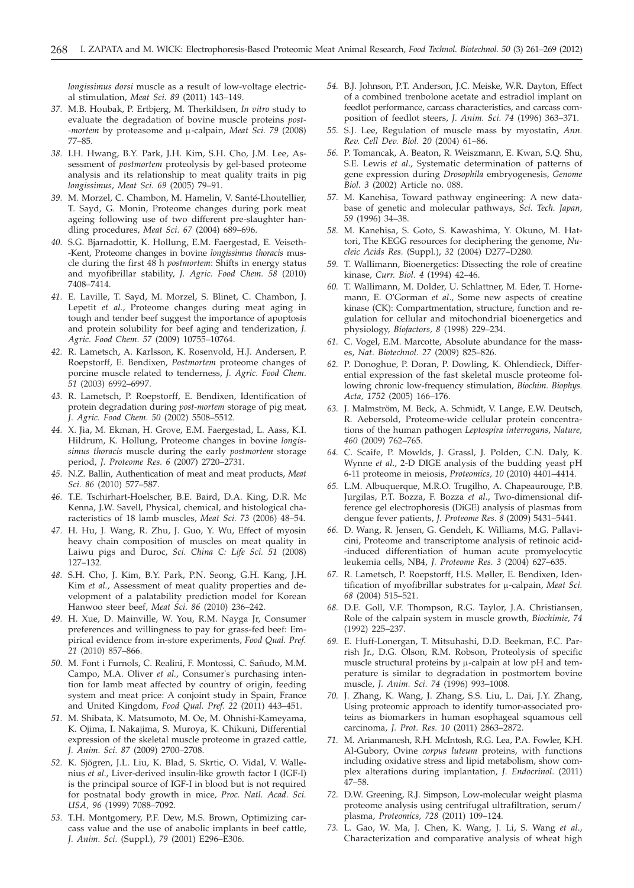*longissimus dorsi* muscle as a result of low-voltage electrical stimulation, *Meat Sci. 89* (2011) 143–149.

37. M.B. Houbak, P. Ertbjerg, M. Therkildsen, *In vitro* study to evaluate the degradation of bovine muscle proteins *post-mortem* by proteasome and μ-calpain, *Meat Sci. 79* (2008) 77–85.

38. I.H. Hwang, B.Y. Park, J.H. Kim, S.H. Cho, J.M. Lee, Assessment of *postmortem* proteolysis by gel-based proteome analysis and its relationship to meat quality traits in pig *longissimus*, *Meat Sci. 69* (2005) 79–91.

39. M. Morzel, C. Chambon, M. Hamelin, V. Santé-Lhoutellier, T. Sayd, G. Monin, Proteome changes during pork meat ageing following use of two different pre-slaughter handling procedures, *Meat Sci. 67* (2004) 689–696.

40. S.G. Bjarnadottir, K. Hollung, E.M. Faergestad, E. Veiseth-Kent, Proteome changes in bovine *longissimus thoracis* muscle during the first 48 h *postmortem*: Shifts in energy status and myofibrillar stability, *J. Agric. Food Chem. 58* (2010) 7408–7414.

41. E. Laville, T. Sayd, M. Morzel, S. Blinet, C. Chambon, J. Lepetit *et al.*, Proteome changes during meat aging in tough and tender beef suggest the importance of apoptosis and protein solubility for beef aging and tenderization, *J. Agric. Food Chem. 57* (2009) 10755–10764.

42. R. Lametsch, A. Karlsson, K. Rosenvold, H.J. Andersen, P. Roepstorff, E. Bendixen, *Postmortem* proteome changes of porcine muscle related to tenderness, *J. Agric. Food Chem. 51* (2003) 6992–6997.

43. R. Lametsch, P. Roepstorff, E. Bendixen, Identification of protein degradation during *post-mortem* storage of pig meat, *J. Agric. Food Chem. 50* (2002) 5508–5512.

44. X. Jia, M. Ekman, H. Grove, E.M. Faergestad, L. Aass, K.I. Hildrum, K. Hollung, Proteome changes in bovine *longissimus thoracis* muscle during the early *postmortem* storage period, *J. Proteome Res. 6* (2007) 2720–2731.

45. N.Z. Ballin, Authentication of meat and meat products, *Meat Sci. 86* (2010) 577–587.

46. T.E. Tschirhart-Hoelscher, B.E. Baird, D.A. King, D.R. Mc Kenna, J.W. Savell, Physical, chemical, and histological characteristics of 18 lamb muscles, *Meat Sci. 73* (2006) 48–54.

47. H. Hu, J. Wang, R. Zhu, J. Guo, Y. Wu, Effect of myosin heavy chain composition of muscles on meat quality in Laiwu pigs and Duroc, *Sci. China C: Life Sci. 51* (2008) 127–132.

48. S.H. Cho, J. Kim, B.Y. Park, P.N. Seong, G.H. Kang, J.H. Kim *et al.*, Assessment of meat quality properties and development of a palatability prediction model for Korean Hanwoo steer beef, *Meat Sci. 86* (2010) 236–242.

49. H. Xue, D. Mainville, W. You, R.M. Nayga Jr, Consumer preferences and willingness to pay for grass-fed beef: Empirical evidence from in-store experiments, *Food Qual. Pref. 21* (2010) 857–866.

50. M. Font i Furnols, C. Realini, F. Montossi, C. Sañudo, M.M. Campo, M.A. Oliver *et al.*, Consumer's purchasing intention for lamb meat affected by country of origin, feeding system and meat price: A conjoint study in Spain, France and United Kingdom, *Food Qual. Pref. 22* (2011) 443–451.

51. M. Shibata, K. Matsumoto, M. Oe, M. Ohnishi-Kameyama, K. Ojima, I. Nakajima, S. Muroya, K. Chikuni, Differential expression of the skeletal muscle proteome in grazed cattle, *J. Anim. Sci. 87* (2009) 2700–2708.

52. K. Sjögren, J.L. Liu, K. Blad, S. Skrtic, O. Vidal, V. Wallenius *et al.*, Liver-derived insulin-like growth factor I (IGF-I) is the principal source of IGF-I in blood but is not required for postnatal body growth in mice, *Proc. Natl. Acad. Sci. USA, 96* (1999) 7088–7092.

53. T.H. Montgomery, P.F. Dew, M.S. Brown, Optimizing carcass value and the use of anabolic implants in beef cattle, *J. Anim. Sci.* (Suppl.), *79* (2001) E296–E306.

54. B.J. Johnson, P.T. Anderson, J.C. Meiske, W.R. Dayton, Effect of a combined trenbolone acetate and estradiol implant on feedlot performance, carcass characteristics, and carcass composition of feedlot steers, *J. Anim. Sci. 74* (1996) 363–371.

55. S.J. Lee, Regulation of muscle mass by myostatin, *Ann. Rev. Cell Dev. Biol. 20* (2004) 61–86.

56. P. Tomancak, A. Beaton, R. Weiszmann, E. Kwan, S.Q. Shu, S.E. Lewis *et al.*, Systematic determination of patterns of gene expression during *Drosophila* embryogenesis, *Genome Biol. 3* (2002) Article no. 088.

57. M. Kanehisa, Toward pathway engineering: A new database of genetic and molecular pathways, *Sci. Tech. Japan, 59* (1996) 34–38.

58. M. Kanehisa, S. Goto, S. Kawashima, Y. Okuno, M. Hattori, The KEGG resources for deciphering the genome, *Nucleic Acids Res.* (Suppl.), *32* (2004) D277–D280.

59. T. Wallimann, Bioenergetics: Dissecting the role of creatine kinase, *Curr. Biol. 4* (1994) 42–46.

60. T. Wallimann, M. Dolder, U. Schlattner, M. Eder, T. Hornemann, E. O'Gorman *et al.*, Some new aspects of creatine kinase (CK): Compartmentation, structure, function and regulation for cellular and mitochondrial bioenergetics and physiology, *Biofactors, 8* (1998) 229–234.

61. C. Vogel, E.M. Marcotte, Absolute abundance for the masses, *Nat. Biotechnol. 27* (2009) 825–826.

62. P. Donoghue, P. Doran, P. Dowling, K. Ohlendieck, Differential expression of the fast skeletal muscle proteome following chronic low-frequency stimulation, *Biochim. Biophys. Acta, 1752* (2005) 166–176.

63. J. Malmström, M. Beck, A. Schmidt, V. Lange, E.W. Deutsch, R. Aebersold, Proteome-wide cellular protein concentrations of the human pathogen *Leptospira interrogans*, *Nature, 460* (2009) 762–765.

64. C. Scaife, P. Mowlds, J. Grassl, J. Polden, C.N. Daly, K. Wynne *et al.*, 2-D DIGE analysis of the budding yeast pH 6-11 proteome in meiosis, *Proteomics, 10* (2010) 4401–4414.

65. L.M. Albuquerque, M.R.O. Trugilho, A. Chapeaurouge, P.B. Jurgilas, P.T. Bozza, F. Bozza *et al.*, Two-dimensional difference gel electrophoresis (DiGE) analysis of plasmas from dengue fever patients, *J. Proteome Res. 8* (2009) 5431–5441.

66. D. Wang, R. Jensen, G. Gendeh, K. Williams, M.G. Pallavicini, Proteome and transcriptome analysis of retinoic acid-induced differentiation of human acute promyelocytic leukemia cells, NB4, *J. Proteome Res. 3* (2004) 627–635.

67. R. Lametsch, P. Roepstorff, H.S. Møller, E. Bendixen, Identification of myofibrillar substrates for μ-calpain, *Meat Sci. 68* (2004) 515–521.

68. D.E. Goll, V.F. Thompson, R.G. Taylor, J.A. Christiansen, Role of the calpain system in muscle growth, *Biochimie, 74* (1992) 225–237.

69. E. Huff-Lonergan, T. Mitsuhashi, D.D. Beekman, F.C. Parrish Jr., D.G. Olson, R.M. Robson, Proteolysis of specific muscle structural proteins by μ-calpain at low pH and temperature is similar to degradation in postmortem bovine muscle, *J. Anim. Sci. 74* (1996) 993–1008.

70. J. Zhang, K. Wang, J. Zhang, S.S. Liu, L. Dai, J.Y. Zhang, Using proteomic approach to identify tumor-associated proteins as biomarkers in human esophageal squamous cell carcinoma, *J. Prot. Res. 10* (2011) 2863–2872.

71. M. Arianmanesh, R.H. McIntosh, R.G. Lea, P.A. Fowler, K.H. Al-Gubory, Ovine *corpus luteum* proteins, with functions including oxidative stress and lipid metabolism, show complex alterations during implantation, *J. Endocrinol.* (2011) 47–58.

72. D.W. Greening, R.J. Simpson, Low-molecular weight plasma proteome analysis using centrifugal ultrafiltration, serum/plasma, *Proteomics, 728* (2011) 109–124.

73. L. Gao, W. Ma, J. Chen, K. Wang, J. Li, S. Wang *et al.*, Characterization and comparative analysis of wheat high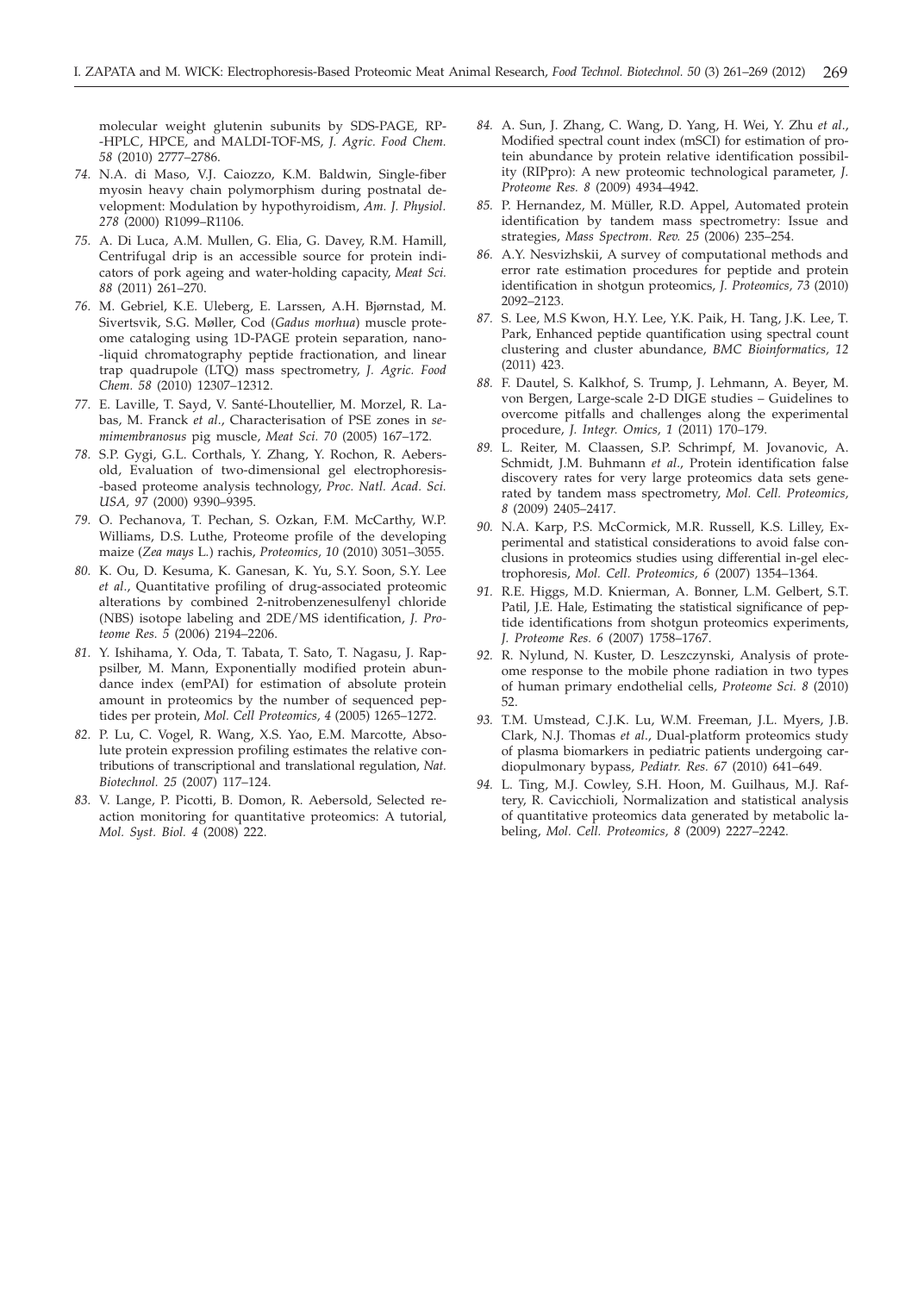molecular weight glutenin subunits by SDS-PAGE, RP-HPLC, HPCE, and MALDI-TOF-MS, *J. Agric. Food Chem. 58* (2010) 2777–2786.

*74.* N.A. di Maso, V.J. Caiozzo, K.M. Baldwin, Single-fiber myosin heavy chain polymorphism during postnatal development: Modulation by hypothyroidism, *Am. J. Physiol. 278* (2000) R1099–R1106.

*75.* A. Di Luca, A.M. Mullen, G. Elia, G. Davey, R.M. Hamill, Centrifugal drip is an accessible source for protein indicators of pork ageing and water-holding capacity, *Meat Sci. 88* (2011) 261–270.

*76.* M. Gebriel, K.E. Uleberg, E. Larssen, A.H. Bjørnstad, M. Sivertsvik, S.G. Møller, Cod (*Gadus morhua*) muscle proteome cataloging using 1D-PAGE protein separation, nano-liquid chromatography peptide fractionation, and linear trap quadrupole (LTQ) mass spectrometry, *J. Agric. Food Chem. 58* (2010) 12307–12312.

*77.* E. Laville, T. Sayd, V. Santé-Lhoutellier, M. Morzel, R. Labas, M. Franck *et al.*, Characterisation of PSE zones in *semimembranosus* pig muscle, *Meat Sci. 70* (2005) 167–172.

*78.* S.P. Gygi, G.L. Corthals, Y. Zhang, Y. Rochon, R. Aebersold, Evaluation of two-dimensional gel electrophoresis-based proteome analysis technology, *Proc. Natl. Acad. Sci. USA, 97* (2000) 9390–9395.

*79.* O. Pechanova, T. Pechan, S. Ozkan, F.M. McCarthy, W.P. Williams, D.S. Luthe, Proteome profile of the developing maize (*Zea mays* L.) rachis, *Proteomics, 10* (2010) 3051–3055.

*80.* K. Ou, D. Kesuma, K. Ganesan, K. Yu, S.Y. Soon, S.Y. Lee *et al.*, Quantitative profiling of drug-associated proteomic alterations by combined 2-nitrobenzenesulfenyl chloride (NBS) isotope labeling and 2DE/MS identification, *J. Proteome Res. 5* (2006) 2194–2206.

*81.* Y. Ishihama, Y. Oda, T. Tabata, T. Sato, T. Nagasu, J. Rappsilber, M. Mann, Exponentially modified protein abundance index (emPAI) for estimation of absolute protein amount in proteomics by the number of sequenced peptides per protein, *Mol. Cell Proteomics, 4* (2005) 1265–1272.

*82.* P. Lu, C. Vogel, R. Wang, X.S. Yao, E.M. Marcotte, Absolute protein expression profiling estimates the relative contributions of transcriptional and translational regulation, *Nat. Biotechnol. 25* (2007) 117–124.

*83.* V. Lange, P. Picotti, B. Domon, R. Aebersold, Selected reaction monitoring for quantitative proteomics: A tutorial, *Mol. Syst. Biol. 4* (2008) 222.

*84.* A. Sun, J. Zhang, C. Wang, D. Yang, H. Wei, Y. Zhu *et al.*, Modified spectral count index (mSCI) for estimation of protein abundance by protein relative identification possibility (RIPpro): A new proteomic technological parameter, *J. Proteome Res. 8* (2009) 4934–4942.

*85.* P. Hernandez, M. Müller, R.D. Appel, Automated protein identification by tandem mass spectrometry: Issue and strategies, *Mass Spectrom. Rev. 25* (2006) 235–254.

*86.* A.Y. Nesvizhskii, A survey of computational methods and error rate estimation procedures for peptide and protein identification in shotgun proteomics, *J. Proteomics, 73* (2010) 2092–2123.

*87.* S. Lee, M.S Kwon, H.Y. Lee, Y.K. Paik, H. Tang, J.K. Lee, T. Park, Enhanced peptide quantification using spectral count clustering and cluster abundance, *BMC Bioinformatics, 12* (2011) 423.

*88.* F. Dautel, S. Kalkhof, S. Trump, J. Lehmann, A. Beyer, M. von Bergen, Large-scale 2-D DIGE studies – Guidelines to overcome pitfalls and challenges along the experimental procedure, *J. Integr. Omics, 1* (2011) 170–179.

*89.* L. Reiter, M. Claassen, S.P. Schrimpf, M. Jovanovic, A. Schmidt, J.M. Buhmann *et al.*, Protein identification false discovery rates for very large proteomics data sets generated by tandem mass spectrometry, *Mol. Cell. Proteomics, 8* (2009) 2405–2417.

*90.* N.A. Karp, P.S. McCormick, M.R. Russell, K.S. Lilley, Experimental and statistical considerations to avoid false conclusions in proteomics studies using differential in-gel electrophoresis, *Mol. Cell. Proteomics, 6* (2007) 1354–1364.

*91.* R.E. Higgs, M.D. Knierman, A. Bonner, L.M. Gelbert, S.T. Patil, J.E. Hale, Estimating the statistical significance of peptide identifications from shotgun proteomics experiments, *J. Proteome Res. 6* (2007) 1758–1767.

*92.* R. Nylund, N. Kuster, D. Leszczynski, Analysis of proteome response to the mobile phone radiation in two types of human primary endothelial cells, *Proteome Sci. 8* (2010) 52.

*93.* T.M. Umstead, C.J.K. Lu, W.M. Freeman, J.L. Myers, J.B. Clark, N.J. Thomas *et al.*, Dual-platform proteomics study of plasma biomarkers in pediatric patients undergoing cardiopulmonary bypass, *Pediatr. Res. 67* (2010) 641–649.

*94.* L. Ting, M.J. Cowley, S.H. Hoon, M. Guilhaus, M.J. Raftery, R. Cavicchioli, Normalization and statistical analysis of quantitative proteomics data generated by metabolic labeling, *Mol. Cell. Proteomics, 8* (2009) 2227–2242.